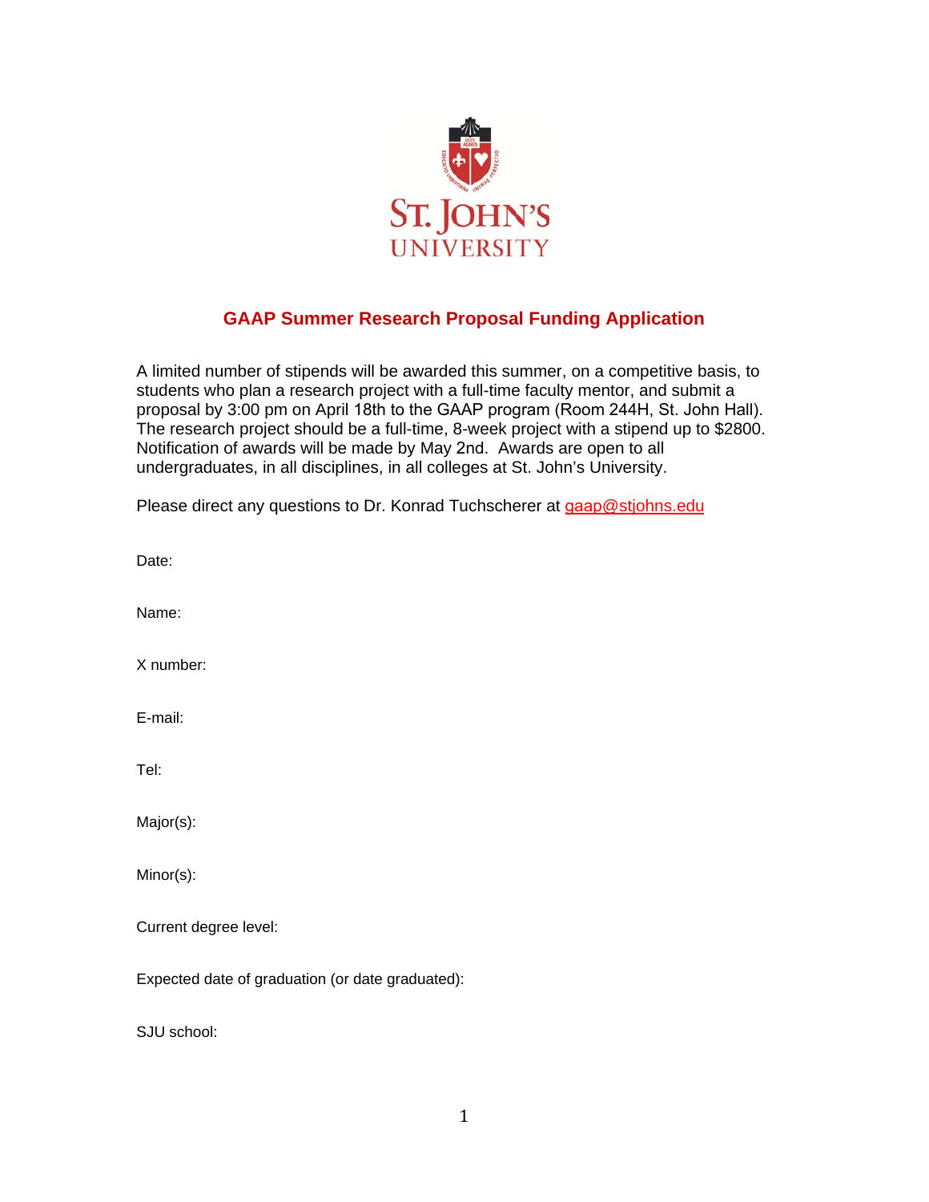# GAAP Summer Research Proposal Funding Application

A limited number of stipends will be awarded this summer, on a competitive basis, to students who plan a research project with a full-time faculty mentor, and submit a proposal by 3:00 pm on April 18th to the GAAP program (Room 244H, St. John Hall). The research project should be a full-time, 8-week project with a stipend up to $2800. Notification of awards will be made by May 2nd. Awards are open to all undergraduates, in all disciplines, in all colleges at St. John's University.

Please direct any questions to Dr. Konrad Tuchscherer at gaap@stjohns.edu

Date:

Name:

X number:

E-mail:

Tel:

Major(s):

Minor(s):

Current degree level:

Expected date of graduation (or date graduated):

SJU school: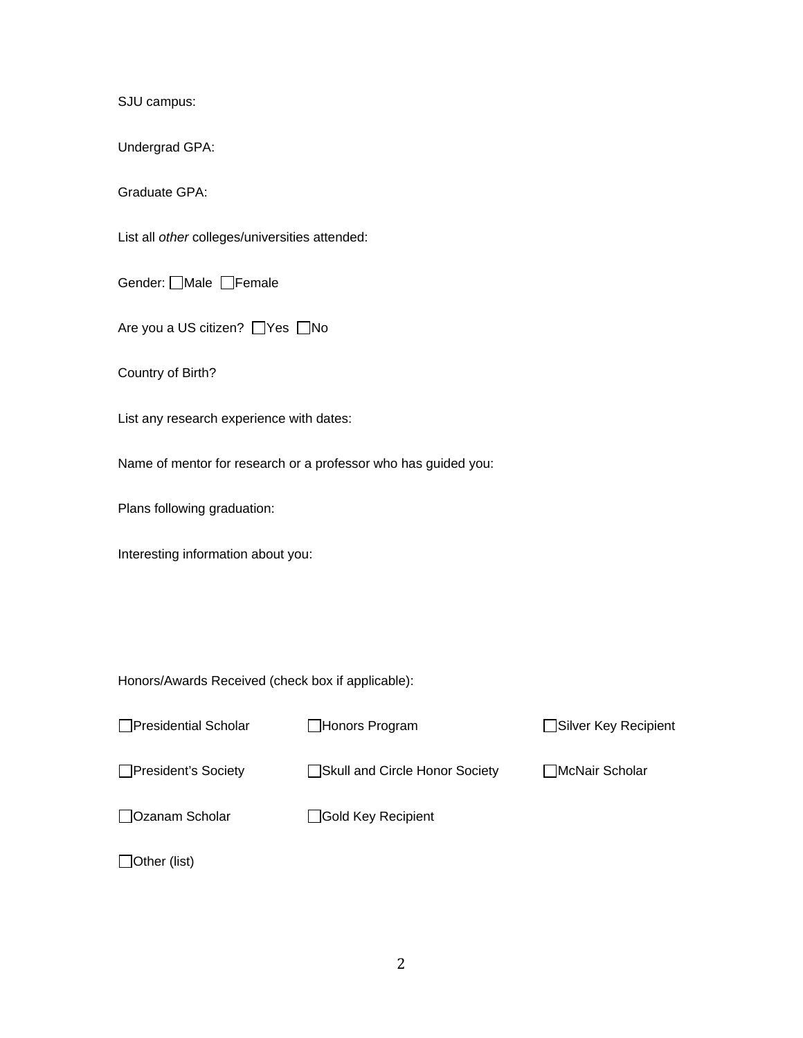SJU campus:

Undergrad GPA:

Graduate GPA:

List all *other* colleges/universities attended:

Gender: ☐Male ☐Female

Are you a US citizen? ☐Yes ☐No

Country of Birth?

List any research experience with dates:

Name of mentor for research or a professor who has guided you:

Plans following graduation:

Interesting information about you:

Honors/Awards Received (check box if applicable):

☐Presidential Scholar

☐Honors Program

☐Silver Key Recipient

☐President's Society

☐Skull and Circle Honor Society

☐McNair Scholar

☐Ozanam Scholar

☐Gold Key Recipient

☐Other (list)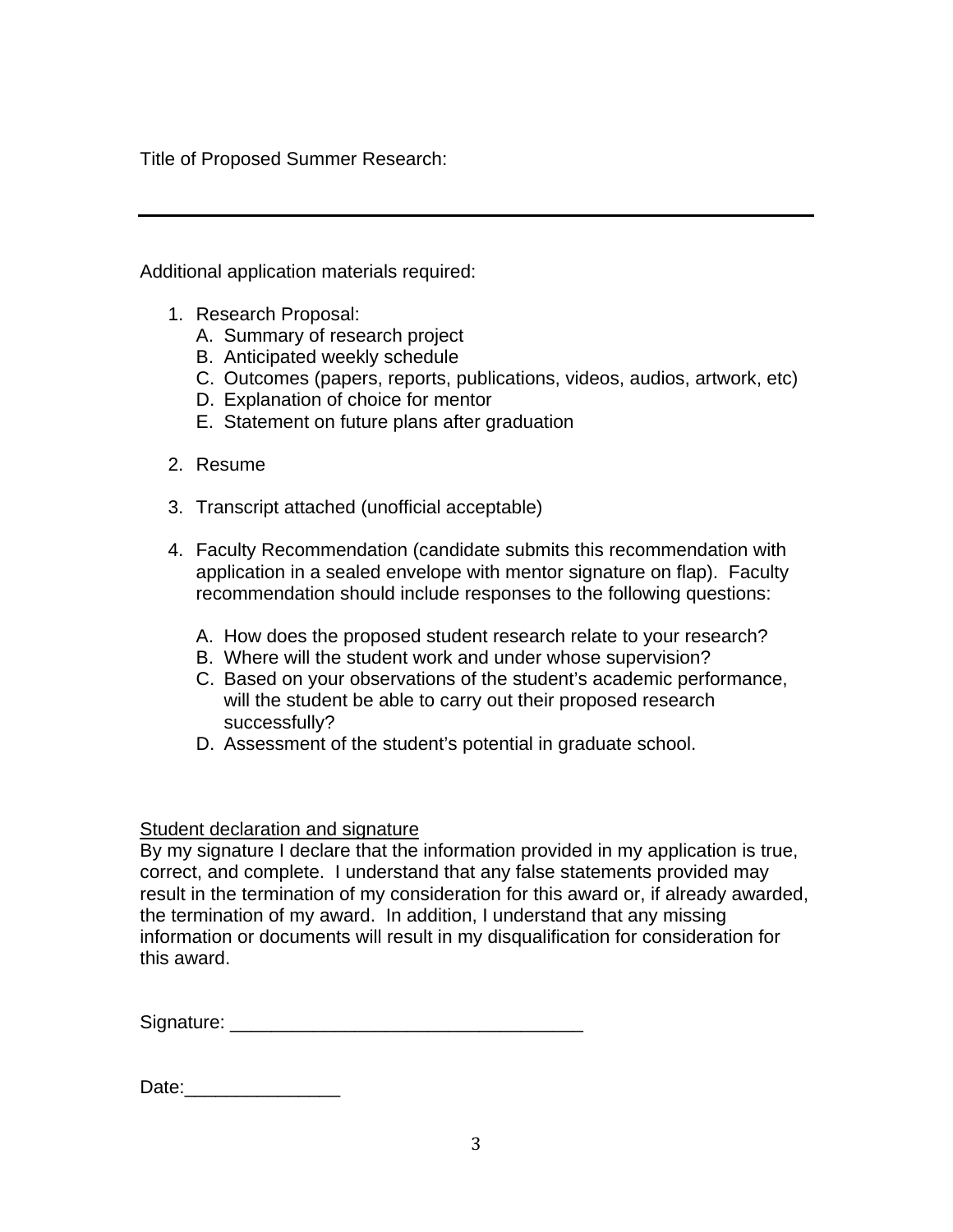Title of Proposed Summer Research:

---

Additional application materials required:

1. Research Proposal:
   A. Summary of research project
   B. Anticipated weekly schedule
   C. Outcomes (papers, reports, publications, videos, audios, artwork, etc)
   D. Explanation of choice for mentor
   E. Statement on future plans after graduation

2. Resume

3. Transcript attached (unofficial acceptable)

4. Faculty Recommendation (candidate submits this recommendation with application in a sealed envelope with mentor signature on flap). Faculty recommendation should include responses to the following questions:

   A. How does the proposed student research relate to your research?
   B. Where will the student work and under whose supervision?
   C. Based on your observations of the student's academic performance, will the student be able to carry out their proposed research successfully?
   D. Assessment of the student's potential in graduate school.

<u>Student declaration and signature</u>
By my signature I declare that the information provided in my application is true, correct, and complete. I understand that any false statements provided may result in the termination of my consideration for this award or, if already awarded, the termination of my award. In addition, I understand that any missing information or documents will result in my disqualification for consideration for this award.

Signature: ___________________________________

Date:_______________